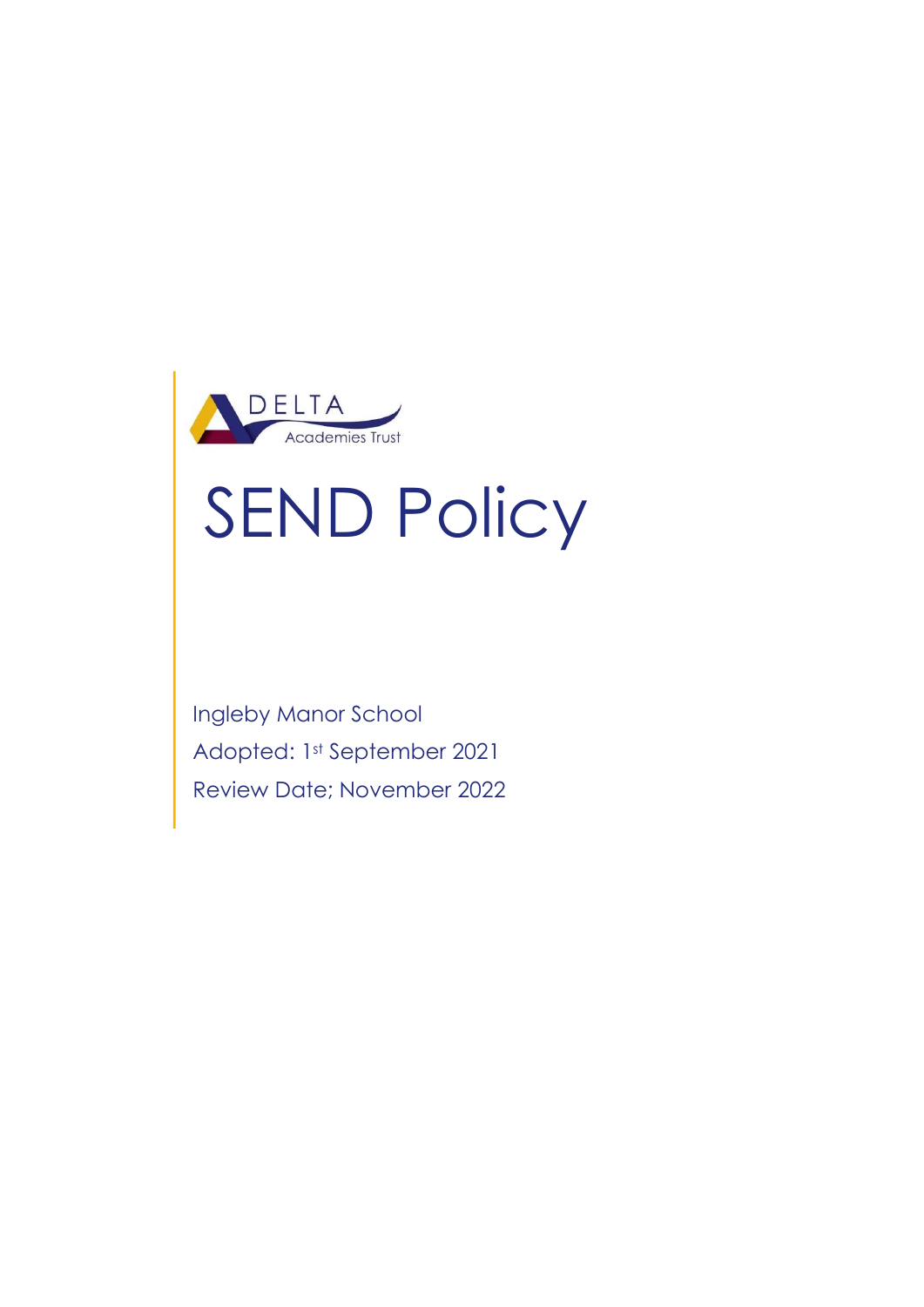DELTA

Academies Trust

# SEND Policy

Ingleby Manor School

Adopted: 1st September 2021

Review Date; November 2022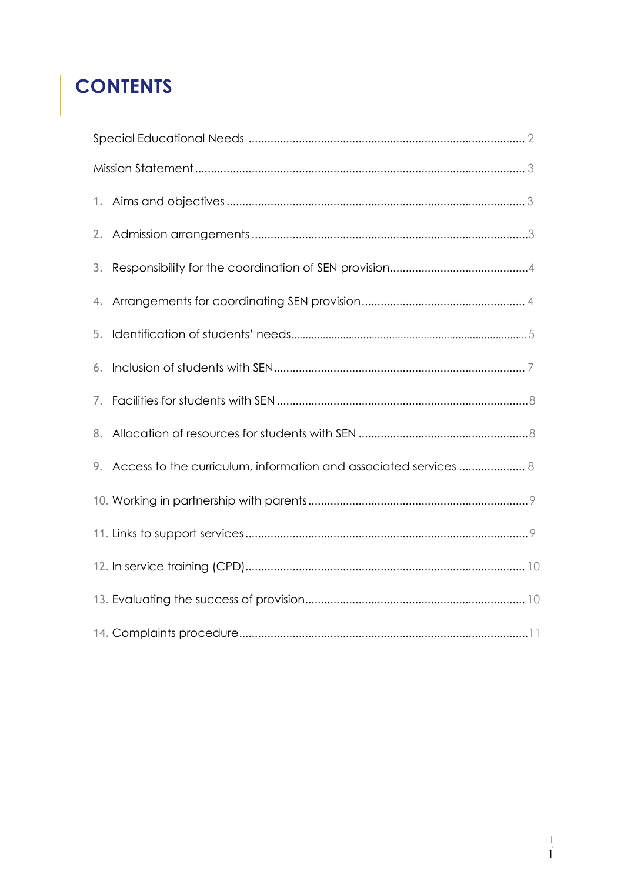# CONTENTS

Special Educational Needs ........................................................................................ 2

Mission Statement ........................................................................................................ 3

1. Aims and objectives ................................................................................................ 3
2. Admission arrangements ........................................................................................3
3. Responsibility for the coordination of SEN provision...........................................4
4. Arrangements for coordinating SEN provision ................................................... 4
5. Identification of students' needs.............................................................................5
6. Inclusion of students with SEN............................................................................... 7
7. Facilities for students with SEN ...............................................................................8
8. Allocation of resources for students with SEN .....................................................8
9. Access to the curriculum, information and associated services .................... 8
10. Working in partnership with parents ....................................................................9
11. Links to support services ........................................................................................9
12. In service training (CPD)....................................................................................... 10
13. Evaluating the success of provision.................................................................... 10
14. Complaints procedure..........................................................................................11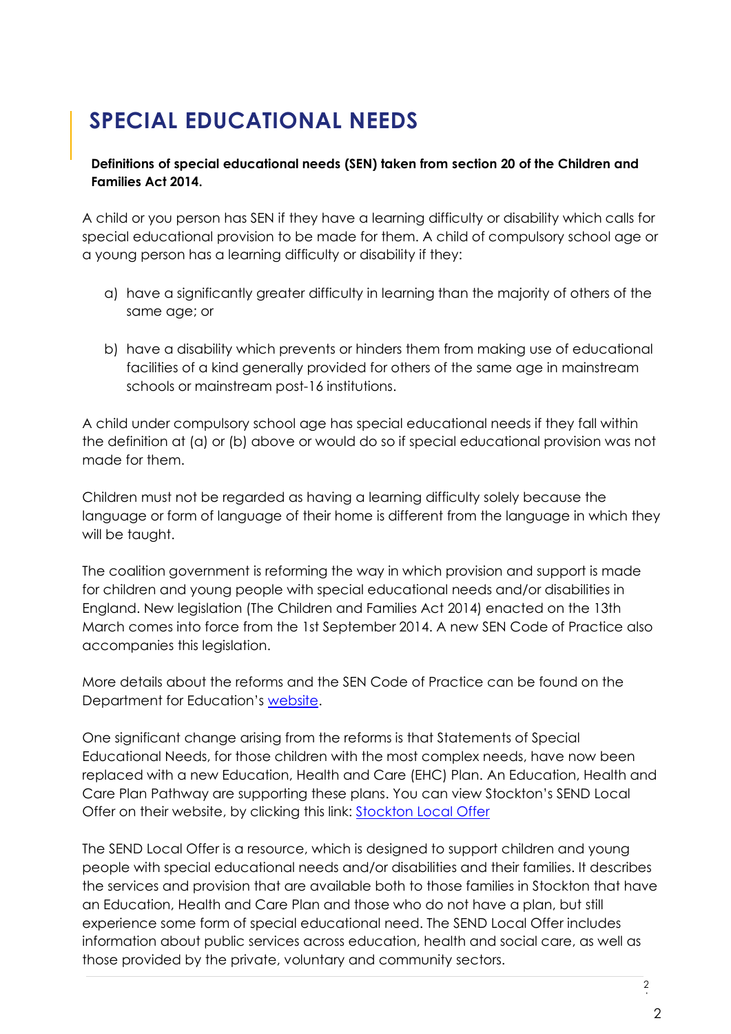# SPECIAL EDUCATIONAL NEEDS

**Definitions of special educational needs (SEN) taken from section 20 of the Children and Families Act 2014.**

A child or you person has SEN if they have a learning difficulty or disability which calls for special educational provision to be made for them. A child of compulsory school age or a young person has a learning difficulty or disability if they:

a) have a significantly greater difficulty in learning than the majority of others of the same age; or

b) have a disability which prevents or hinders them from making use of educational facilities of a kind generally provided for others of the same age in mainstream schools or mainstream post-16 institutions.

A child under compulsory school age has special educational needs if they fall within the definition at (a) or (b) above or would do so if special educational provision was not made for them.

Children must not be regarded as having a learning difficulty solely because the language or form of language of their home is different from the language in which they will be taught.

The coalition government is reforming the way in which provision and support is made for children and young people with special educational needs and/or disabilities in England. New legislation (The Children and Families Act 2014) enacted on the 13th March comes into force from the 1st September 2014. A new SEN Code of Practice also accompanies this legislation.

More details about the reforms and the SEN Code of Practice can be found on the Department for Education's [website](website).

One significant change arising from the reforms is that Statements of Special Educational Needs, for those children with the most complex needs, have now been replaced with a new Education, Health and Care (EHC) Plan. An Education, Health and Care Plan Pathway are supporting these plans. You can view Stockton's SEND Local Offer on their website, by clicking this link: [Stockton Local Offer](Stockton Local Offer)

The SEND Local Offer is a resource, which is designed to support children and young people with special educational needs and/or disabilities and their families. It describes the services and provision that are available both to those families in Stockton that have an Education, Health and Care Plan and those who do not have a plan, but still experience some form of special educational need. The SEND Local Offer includes information about public services across education, health and social care, as well as those provided by the private, voluntary and community sectors.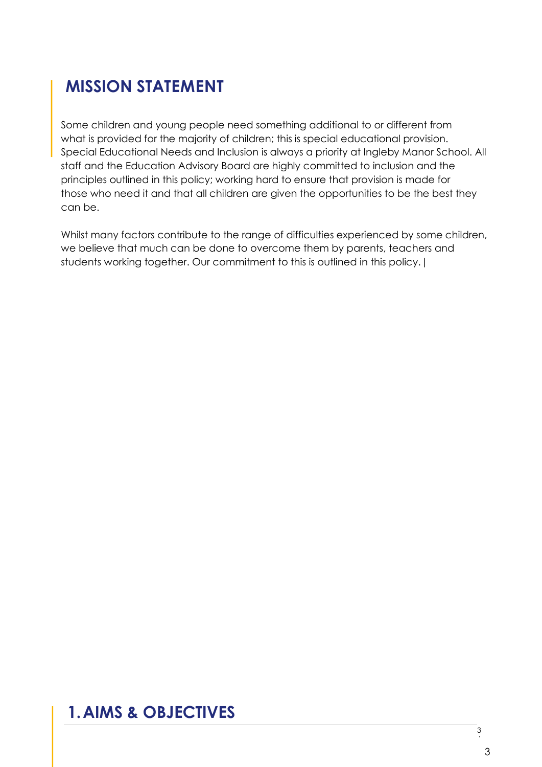## MISSION STATEMENT

Some children and young people need something additional to or different from what is provided for the majority of children; this is special educational provision. Special Educational Needs and Inclusion is always a priority at Ingleby Manor School. All staff and the Education Advisory Board are highly committed to inclusion and the principles outlined in this policy; working hard to ensure that provision is made for those who need it and that all children are given the opportunities to be the best they can be.

Whilst many factors contribute to the range of difficulties experienced by some children, we believe that much can be done to overcome them by parents, teachers and students working together. Our commitment to this is outlined in this policy. |

## 1. AIMS & OBJECTIVES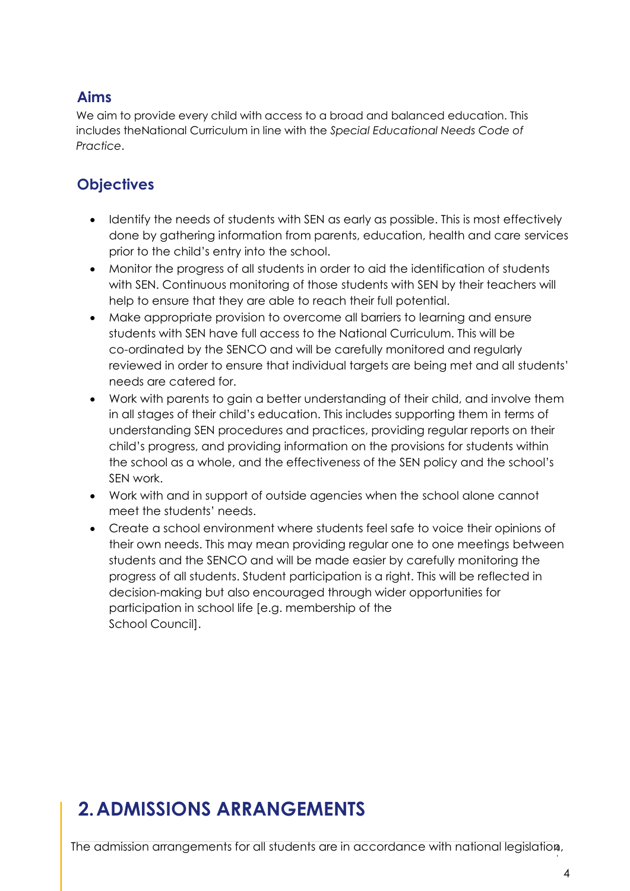## Aims

We aim to provide every child with access to a broad and balanced education. This includes theNational Curriculum in line with the *Special Educational Needs Code of Practice*.

## Objectives

- Identify the needs of students with SEN as early as possible. This is most effectively done by gathering information from parents, education, health and care services prior to the child's entry into the school.
- Monitor the progress of all students in order to aid the identification of students with SEN. Continuous monitoring of those students with SEN by their teachers will help to ensure that they are able to reach their full potential.
- Make appropriate provision to overcome all barriers to learning and ensure students with SEN have full access to the National Curriculum. This will be co-ordinated by the SENCO and will be carefully monitored and regularly reviewed in order to ensure that individual targets are being met and all students' needs are catered for.
- Work with parents to gain a better understanding of their child, and involve them in all stages of their child's education. This includes supporting them in terms of understanding SEN procedures and practices, providing regular reports on their child's progress, and providing information on the provisions for students within the school as a whole, and the effectiveness of the SEN policy and the school's SEN work.
- Work with and in support of outside agencies when the school alone cannot meet the students' needs.
- Create a school environment where students feel safe to voice their opinions of their own needs. This may mean providing regular one to one meetings between students and the SENCO and will be made easier by carefully monitoring the progress of all students. Student participation is a right. This will be reflected in decision-making but also encouraged through wider opportunities for participation in school life [e.g. membership of the School Council].

# 2. ADMISSIONS ARRANGEMENTS

The admission arrangements for all students are in accordance with national legislation,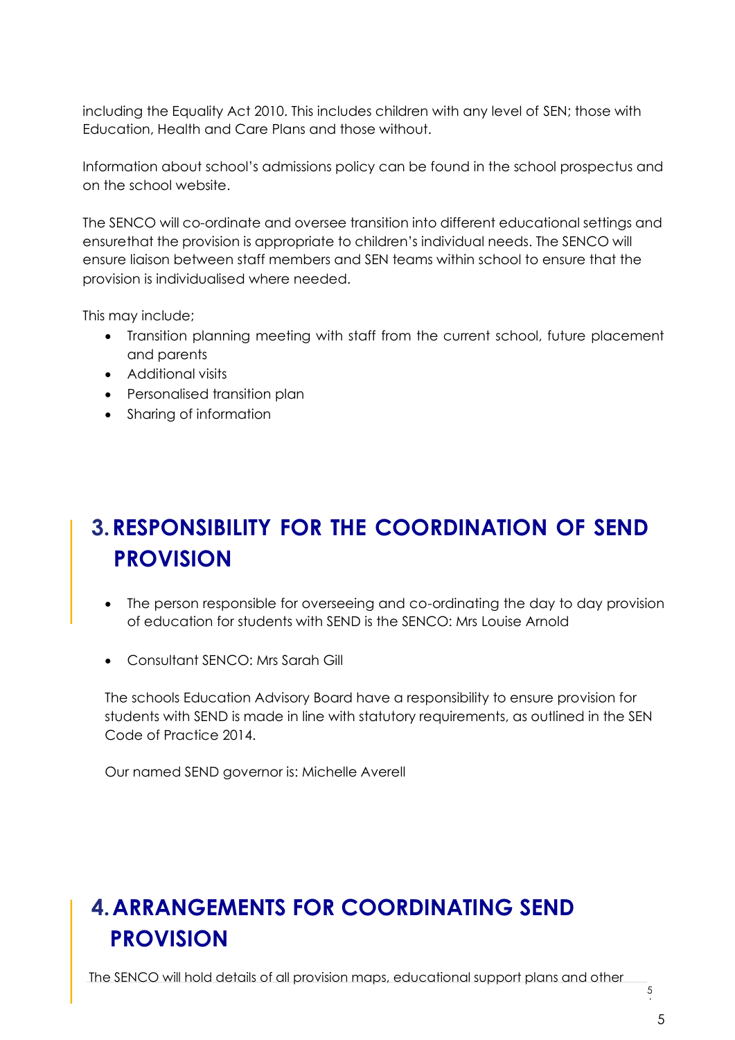including the Equality Act 2010. This includes children with any level of SEN; those with Education, Health and Care Plans and those without.

Information about school's admissions policy can be found in the school prospectus and on the school website.

The SENCO will co-ordinate and oversee transition into different educational settings and ensurethat the provision is appropriate to children's individual needs. The SENCO will ensure liaison between staff members and SEN teams within school to ensure that the provision is individualised where needed.

This may include;

- Transition planning meeting with staff from the current school, future placement and parents
- Additional visits
- Personalised transition plan
- Sharing of information

# 3. RESPONSIBILITY FOR THE COORDINATION OF SEND PROVISION

- The person responsible for overseeing and co-ordinating the day to day provision of education for students with SEND is the SENCO: Mrs Louise Arnold
- Consultant SENCO: Mrs Sarah Gill

The schools Education Advisory Board have a responsibility to ensure provision for students with SEND is made in line with statutory requirements, as outlined in the SEN Code of Practice 2014.

Our named SEND governor is: Michelle Averell

# 4. ARRANGEMENTS FOR COORDINATING SEND PROVISION

The SENCO will hold details of all provision maps, educational support plans and other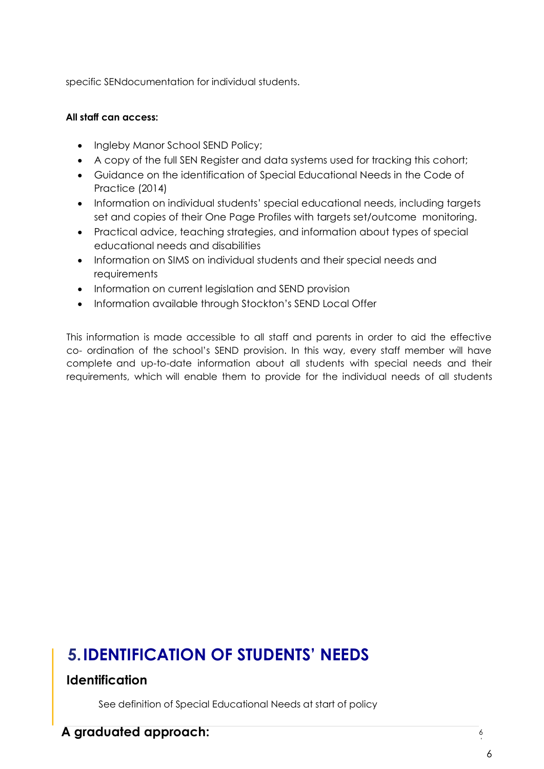specific SENdocumentation for individual students.

**All staff can access:**

- Ingleby Manor School SEND Policy;
- A copy of the full SEN Register and data systems used for tracking this cohort;
- Guidance on the identification of Special Educational Needs in the Code of Practice (2014)
- Information on individual students' special educational needs, including targets set and copies of their One Page Profiles with targets set/outcome monitoring.
- Practical advice, teaching strategies, and information about types of special educational needs and disabilities
- Information on SIMS on individual students and their special needs and requirements
- Information on current legislation and SEND provision
- Information available through Stockton's SEND Local Offer

This information is made accessible to all staff and parents in order to aid the effective co- ordination of the school's SEND provision. In this way, every staff member will have complete and up-to-date information about all students with special needs and their requirements, which will enable them to provide for the individual needs of all students

# 5. IDENTIFICATION OF STUDENTS' NEEDS

## Identification

See definition of Special Educational Needs at start of policy

## A graduated approach: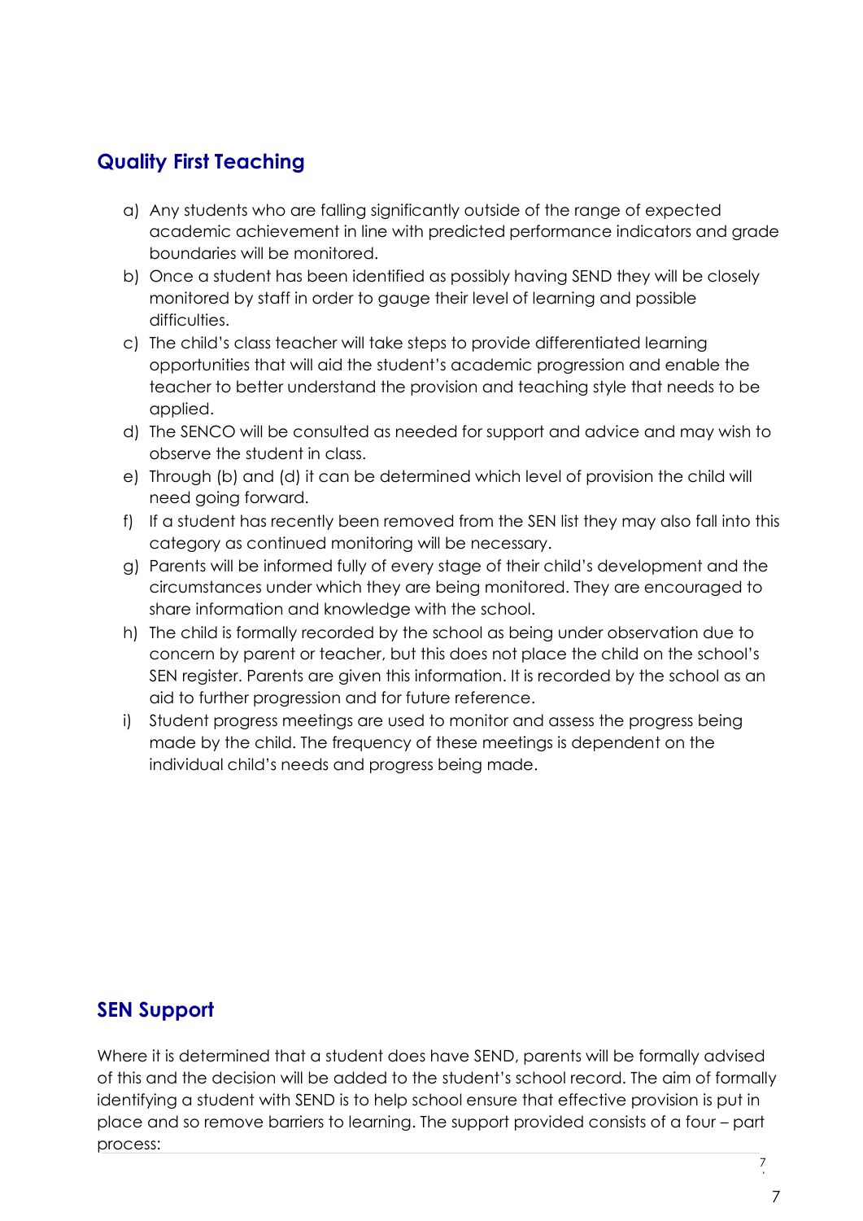## Quality First Teaching

a) Any students who are falling significantly outside of the range of expected academic achievement in line with predicted performance indicators and grade boundaries will be monitored.
b) Once a student has been identified as possibly having SEND they will be closely monitored by staff in order to gauge their level of learning and possible difficulties.
c) The child's class teacher will take steps to provide differentiated learning opportunities that will aid the student's academic progression and enable the teacher to better understand the provision and teaching style that needs to be applied.
d) The SENCO will be consulted as needed for support and advice and may wish to observe the student in class.
e) Through (b) and (d) it can be determined which level of provision the child will need going forward.
f) If a student has recently been removed from the SEN list they may also fall into this category as continued monitoring will be necessary.
g) Parents will be informed fully of every stage of their child's development and the circumstances under which they are being monitored. They are encouraged to share information and knowledge with the school.
h) The child is formally recorded by the school as being under observation due to concern by parent or teacher, but this does not place the child on the school's SEN register. Parents are given this information. It is recorded by the school as an aid to further progression and for future reference.
i) Student progress meetings are used to monitor and assess the progress being made by the child. The frequency of these meetings is dependent on the individual child's needs and progress being made.

## SEN Support

Where it is determined that a student does have SEND, parents will be formally advised of this and the decision will be added to the student's school record. The aim of formally identifying a student with SEND is to help school ensure that effective provision is put in place and so remove barriers to learning. The support provided consists of a four – part process: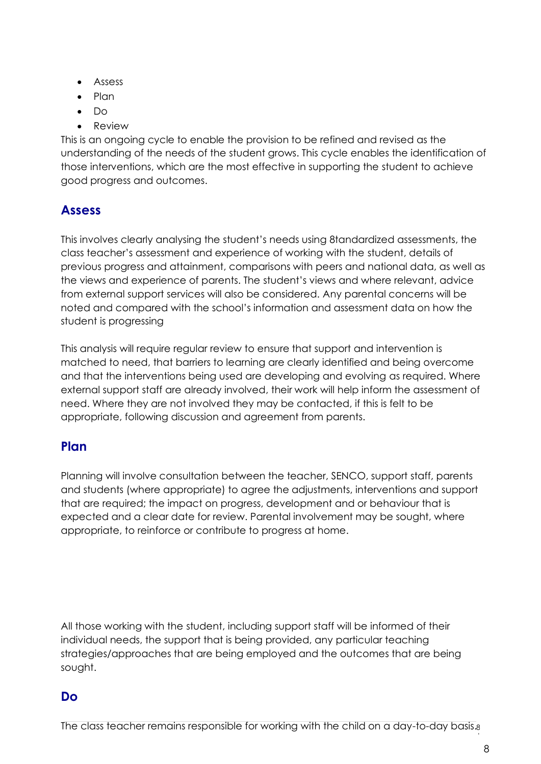- Assess
- Plan
- Do
- Review

This is an ongoing cycle to enable the provision to be refined and revised as the understanding of the needs of the student grows. This cycle enables the identification of those interventions, which are the most effective in supporting the student to achieve good progress and outcomes.

## Assess

This involves clearly analysing the student's needs using 8tandardized assessments, the class teacher's assessment and experience of working with the student, details of previous progress and attainment, comparisons with peers and national data, as well as the views and experience of parents. The student's views and where relevant, advice from external support services will also be considered. Any parental concerns will be noted and compared with the school's information and assessment data on how the student is progressing

This analysis will require regular review to ensure that support and intervention is matched to need, that barriers to learning are clearly identified and being overcome and that the interventions being used are developing and evolving as required. Where external support staff are already involved, their work will help inform the assessment of need. Where they are not involved they may be contacted, if this is felt to be appropriate, following discussion and agreement from parents.

## Plan

Planning will involve consultation between the teacher, SENCO, support staff, parents and students (where appropriate) to agree the adjustments, interventions and support that are required; the impact on progress, development and or behaviour that is expected and a clear date for review. Parental involvement may be sought, where appropriate, to reinforce or contribute to progress at home.

All those working with the student, including support staff will be informed of their individual needs, the support that is being provided, any particular teaching strategies/approaches that are being employed and the outcomes that are being sought.

## Do

The class teacher remains responsible for working with the child on a day-to-day basis.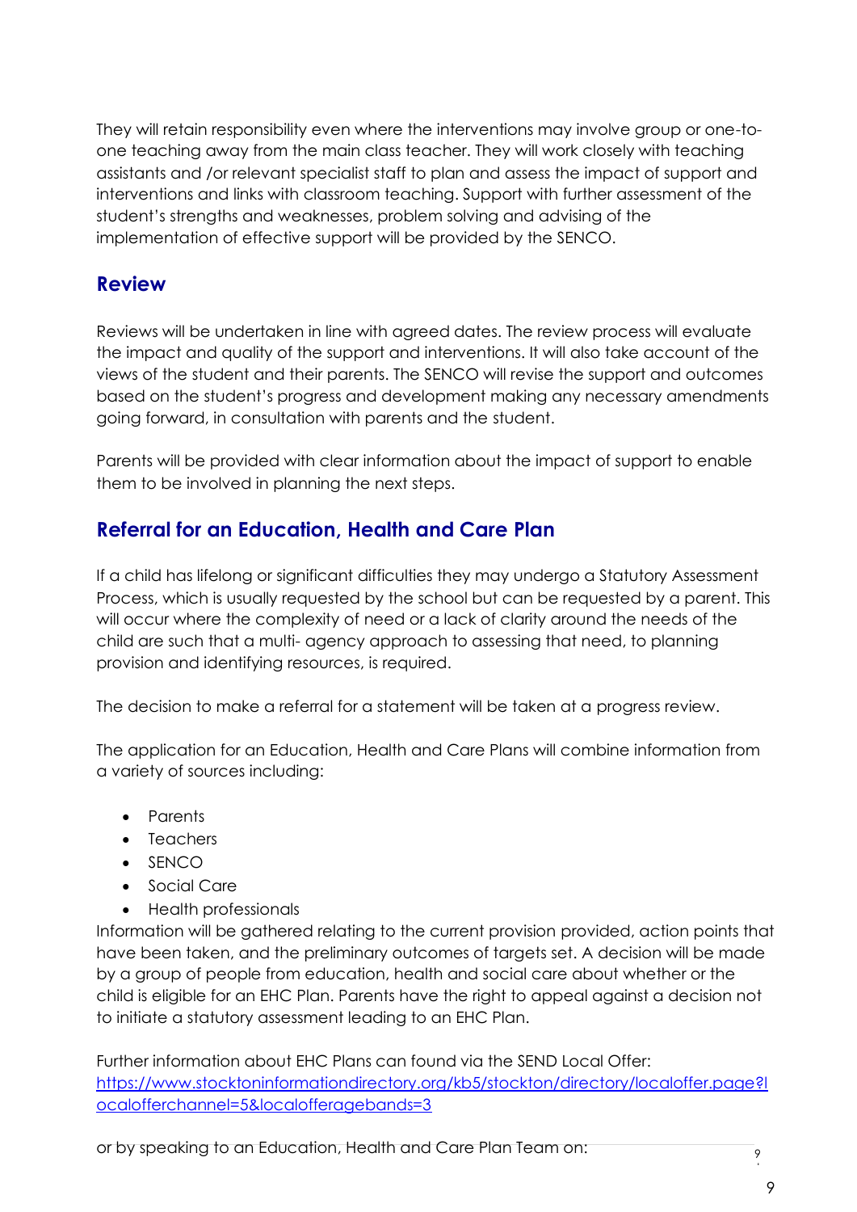They will retain responsibility even where the interventions may involve group or one-to-one teaching away from the main class teacher. They will work closely with teaching assistants and /or relevant specialist staff to plan and assess the impact of support and interventions and links with classroom teaching. Support with further assessment of the student's strengths and weaknesses, problem solving and advising of the implementation of effective support will be provided by the SENCO.

## Review

Reviews will be undertaken in line with agreed dates. The review process will evaluate the impact and quality of the support and interventions. It will also take account of the views of the student and their parents. The SENCO will revise the support and outcomes based on the student's progress and development making any necessary amendments going forward, in consultation with parents and the student.

Parents will be provided with clear information about the impact of support to enable them to be involved in planning the next steps.

## Referral for an Education, Health and Care Plan

If a child has lifelong or significant difficulties they may undergo a Statutory Assessment Process, which is usually requested by the school but can be requested by a parent. This will occur where the complexity of need or a lack of clarity around the needs of the child are such that a multi- agency approach to assessing that need, to planning provision and identifying resources, is required.

The decision to make a referral for a statement will be taken at a progress review.

The application for an Education, Health and Care Plans will combine information from a variety of sources including:

- Parents
- Teachers
- SENCO
- Social Care
- Health professionals

Information will be gathered relating to the current provision provided, action points that have been taken, and the preliminary outcomes of targets set. A decision will be made by a group of people from education, health and social care about whether or the child is eligible for an EHC Plan. Parents have the right to appeal against a decision not to initiate a statutory assessment leading to an EHC Plan.

Further information about EHC Plans can found via the SEND Local Offer: https://www.stocktoninformationdirectory.org/kb5/stockton/directory/localoffer.page?localofferchannel=5&localofferagebands=3

or by speaking to an Education, Health and Care Plan Team on: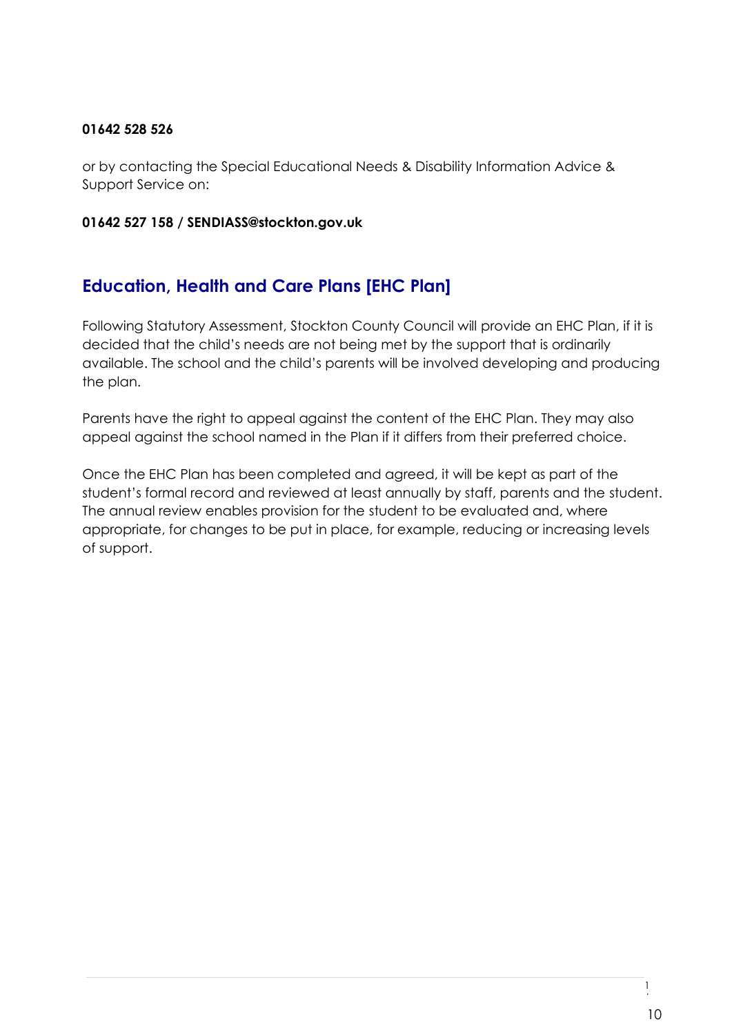**01642 528 526**

or by contacting the Special Educational Needs & Disability Information Advice & Support Service on:

**01642 527 158 / SENDIASS@stockton.gov.uk**

## Education, Health and Care Plans [EHC Plan]

Following Statutory Assessment, Stockton County Council will provide an EHC Plan, if it is decided that the child's needs are not being met by the support that is ordinarily available. The school and the child's parents will be involved developing and producing the plan.

Parents have the right to appeal against the content of the EHC Plan. They may also appeal against the school named in the Plan if it differs from their preferred choice.

Once the EHC Plan has been completed and agreed, it will be kept as part of the student's formal record and reviewed at least annually by staff, parents and the student. The annual review enables provision for the student to be evaluated and, where appropriate, for changes to be put in place, for example, reducing or increasing levels of support.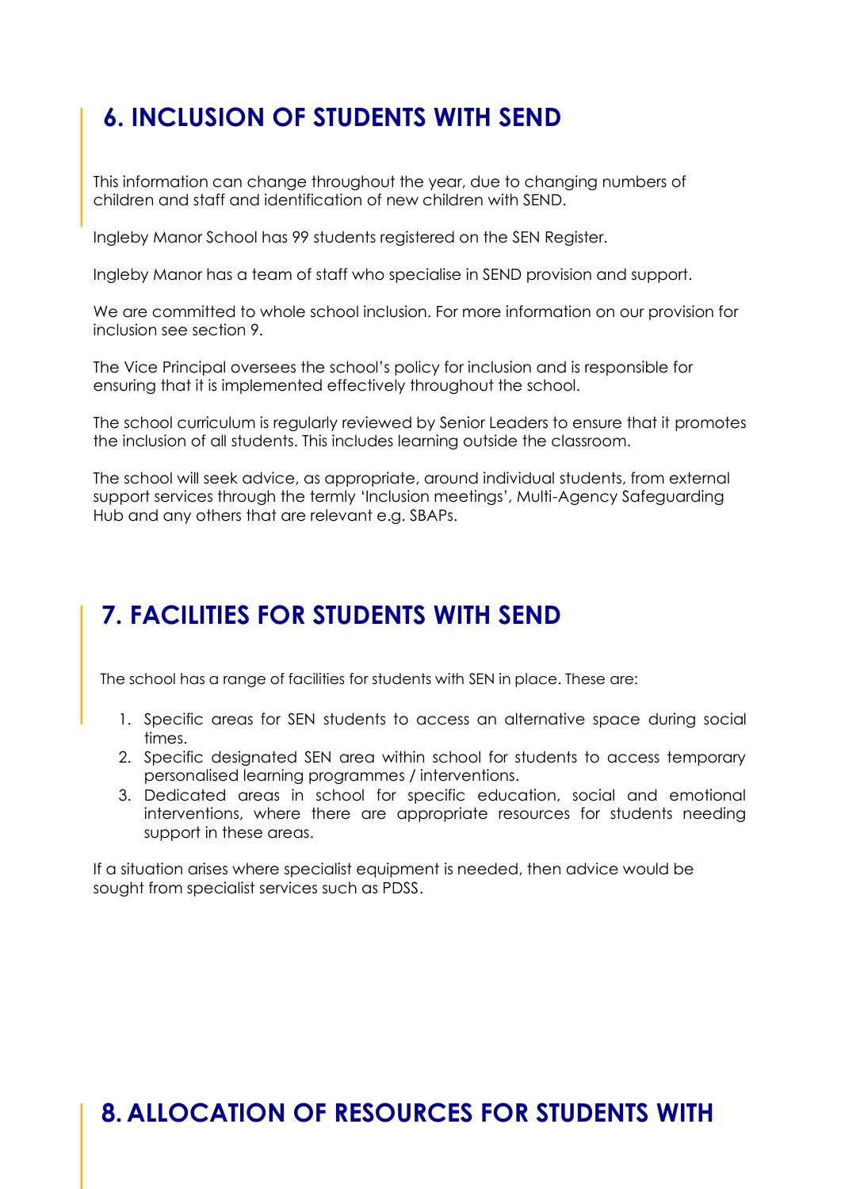## 6. INCLUSION OF STUDENTS WITH SEND

This information can change throughout the year, due to changing numbers of children and staff and identification of new children with SEND.

Ingleby Manor School has 99 students registered on the SEN Register.

Ingleby Manor has a team of staff who specialise in SEND provision and support.

We are committed to whole school inclusion. For more information on our provision for inclusion see section 9.

The Vice Principal oversees the school's policy for inclusion and is responsible for ensuring that it is implemented effectively throughout the school.

The school curriculum is regularly reviewed by Senior Leaders to ensure that it promotes the inclusion of all students. This includes learning outside the classroom.

The school will seek advice, as appropriate, around individual students, from external support services through the termly 'Inclusion meetings', Multi-Agency Safeguarding Hub and any others that are relevant e.g. SBAPs.

## 7. FACILITIES FOR STUDENTS WITH SEND

The school has a range of facilities for students with SEN in place. These are:

1. Specific areas for SEN students to access an alternative space during social times.
2. Specific designated SEN area within school for students to access temporary personalised learning programmes / interventions.
3. Dedicated areas in school for specific education, social and emotional interventions, where there are appropriate resources for students needing support in these areas.

If a situation arises where specialist equipment is needed, then advice would be sought from specialist services such as PDSS.

## 8. ALLOCATION OF RESOURCES FOR STUDENTS WITH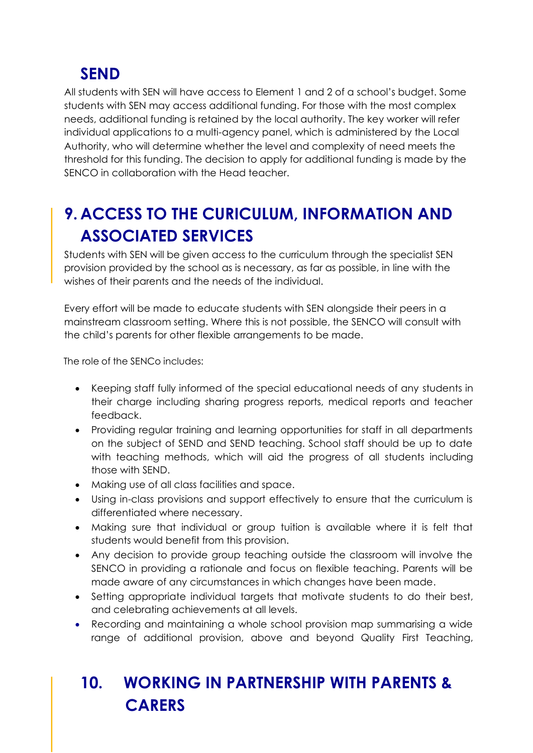## SEND

All students with SEN will have access to Element 1 and 2 of a school's budget. Some students with SEN may access additional funding. For those with the most complex needs, additional funding is retained by the local authority. The key worker will refer individual applications to a multi-agency panel, which is administered by the Local Authority, who will determine whether the level and complexity of need meets the threshold for this funding. The decision to apply for additional funding is made by the SENCO in collaboration with the Head teacher.

# 9. ACCESS TO THE CURICULUM, INFORMATION AND ASSOCIATED SERVICES

Students with SEN will be given access to the curriculum through the specialist SEN provision provided by the school as is necessary, as far as possible, in line with the wishes of their parents and the needs of the individual.

Every effort will be made to educate students with SEN alongside their peers in a mainstream classroom setting. Where this is not possible, the SENCO will consult with the child's parents for other flexible arrangements to be made.

The role of the SENCo includes:

- Keeping staff fully informed of the special educational needs of any students in their charge including sharing progress reports, medical reports and teacher feedback.
- Providing regular training and learning opportunities for staff in all departments on the subject of SEND and SEND teaching. School staff should be up to date with teaching methods, which will aid the progress of all students including those with SEND.
- Making use of all class facilities and space.
- Using in-class provisions and support effectively to ensure that the curriculum is differentiated where necessary.
- Making sure that individual or group tuition is available where it is felt that students would benefit from this provision.
- Any decision to provide group teaching outside the classroom will involve the SENCO in providing a rationale and focus on flexible teaching. Parents will be made aware of any circumstances in which changes have been made.
- Setting appropriate individual targets that motivate students to do their best, and celebrating achievements at all levels.
- Recording and maintaining a whole school provision map summarising a wide range of additional provision, above and beyond Quality First Teaching,

# 10. WORKING IN PARTNERSHIP WITH PARENTS & CARERS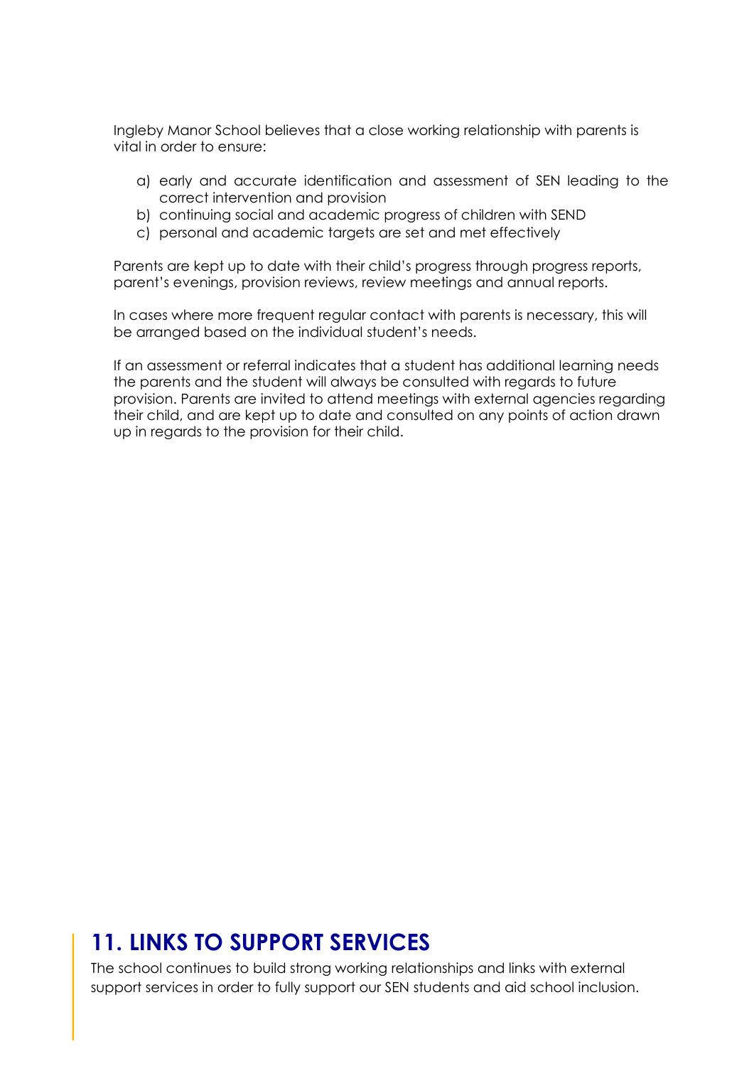Ingleby Manor School believes that a close working relationship with parents is vital in order to ensure:

a) early and accurate identification and assessment of SEN leading to the correct intervention and provision
b) continuing social and academic progress of children with SEND
c) personal and academic targets are set and met effectively

Parents are kept up to date with their child's progress through progress reports, parent's evenings, provision reviews, review meetings and annual reports.

In cases where more frequent regular contact with parents is necessary, this will be arranged based on the individual student's needs.

If an assessment or referral indicates that a student has additional learning needs the parents and the student will always be consulted with regards to future provision. Parents are invited to attend meetings with external agencies regarding their child, and are kept up to date and consulted on any points of action drawn up in regards to the provision for their child.

## 11. LINKS TO SUPPORT SERVICES

The school continues to build strong working relationships and links with external support services in order to fully support our SEN students and aid school inclusion.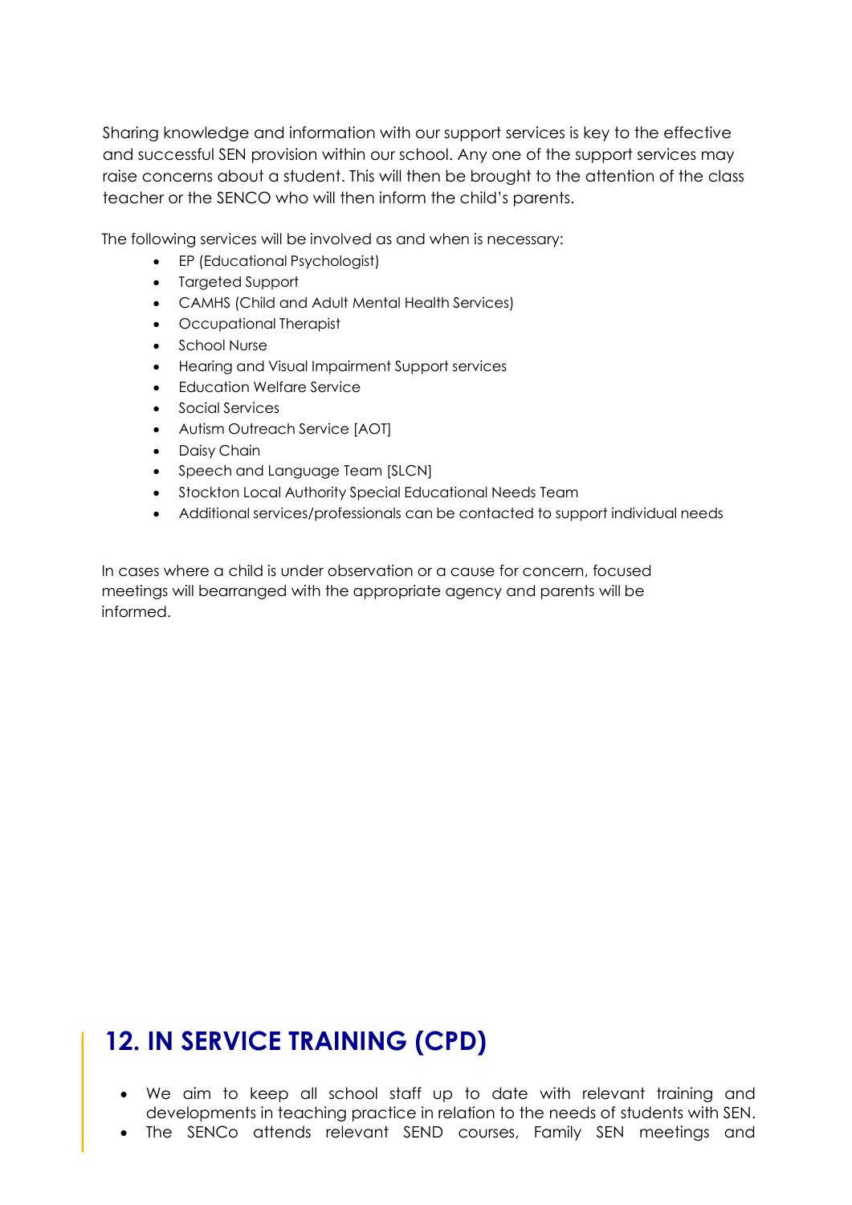Sharing knowledge and information with our support services is key to the effective and successful SEN provision within our school. Any one of the support services may raise concerns about a student. This will then be brought to the attention of the class teacher or the SENCO who will then inform the child's parents.

The following services will be involved as and when is necessary:

- EP (Educational Psychologist)
- Targeted Support
- CAMHS (Child and Adult Mental Health Services)
- Occupational Therapist
- School Nurse
- Hearing and Visual Impairment Support services
- Education Welfare Service
- Social Services
- Autism Outreach Service [AOT]
- Daisy Chain
- Speech and Language Team [SLCN]
- Stockton Local Authority Special Educational Needs Team
- Additional services/professionals can be contacted to support individual needs

In cases where a child is under observation or a cause for concern, focused meetings will bearranged with the appropriate agency and parents will be informed.

## 12. IN SERVICE TRAINING (CPD)

- We aim to keep all school staff up to date with relevant training and developments in teaching practice in relation to the needs of students with SEN.
- The SENCo attends relevant SEND courses, Family SEN meetings and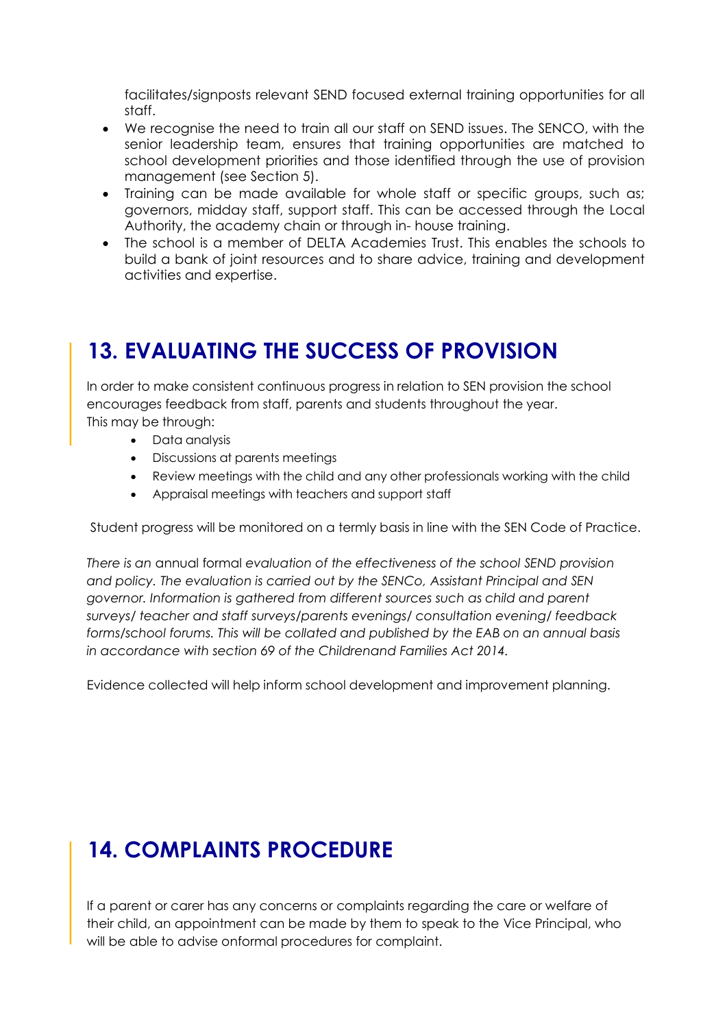facilitates/signposts relevant SEND focused external training opportunities for all staff.

- We recognise the need to train all our staff on SEND issues. The SENCO, with the senior leadership team, ensures that training opportunities are matched to school development priorities and those identified through the use of provision management (see Section 5).
- Training can be made available for whole staff or specific groups, such as; governors, midday staff, support staff. This can be accessed through the Local Authority, the academy chain or through in- house training.
- The school is a member of DELTA Academies Trust. This enables the schools to build a bank of joint resources and to share advice, training and development activities and expertise.

## 13. EVALUATING THE SUCCESS OF PROVISION

In order to make consistent continuous progress in relation to SEN provision the school encourages feedback from staff, parents and students throughout the year.
This may be through:

- Data analysis
- Discussions at parents meetings
- Review meetings with the child and any other professionals working with the child
- Appraisal meetings with teachers and support staff

Student progress will be monitored on a termly basis in line with the SEN Code of Practice.

*There is an* annual formal *evaluation of the effectiveness of the school SEND provision and policy. The evaluation is carried out by the SENCo, Assistant Principal and SEN governor. Information is gathered from different sources such as child and parent surveys/ teacher and staff surveys/parents evenings/ consultation evening/ feedback forms/school forums. This will be collated and published by the EAB on an annual basis in accordance with section 69 of the Childrenand Families Act 2014.*

Evidence collected will help inform school development and improvement planning.

## 14. COMPLAINTS PROCEDURE

If a parent or carer has any concerns or complaints regarding the care or welfare of their child, an appointment can be made by them to speak to the Vice Principal, who will be able to advise onformal procedures for complaint.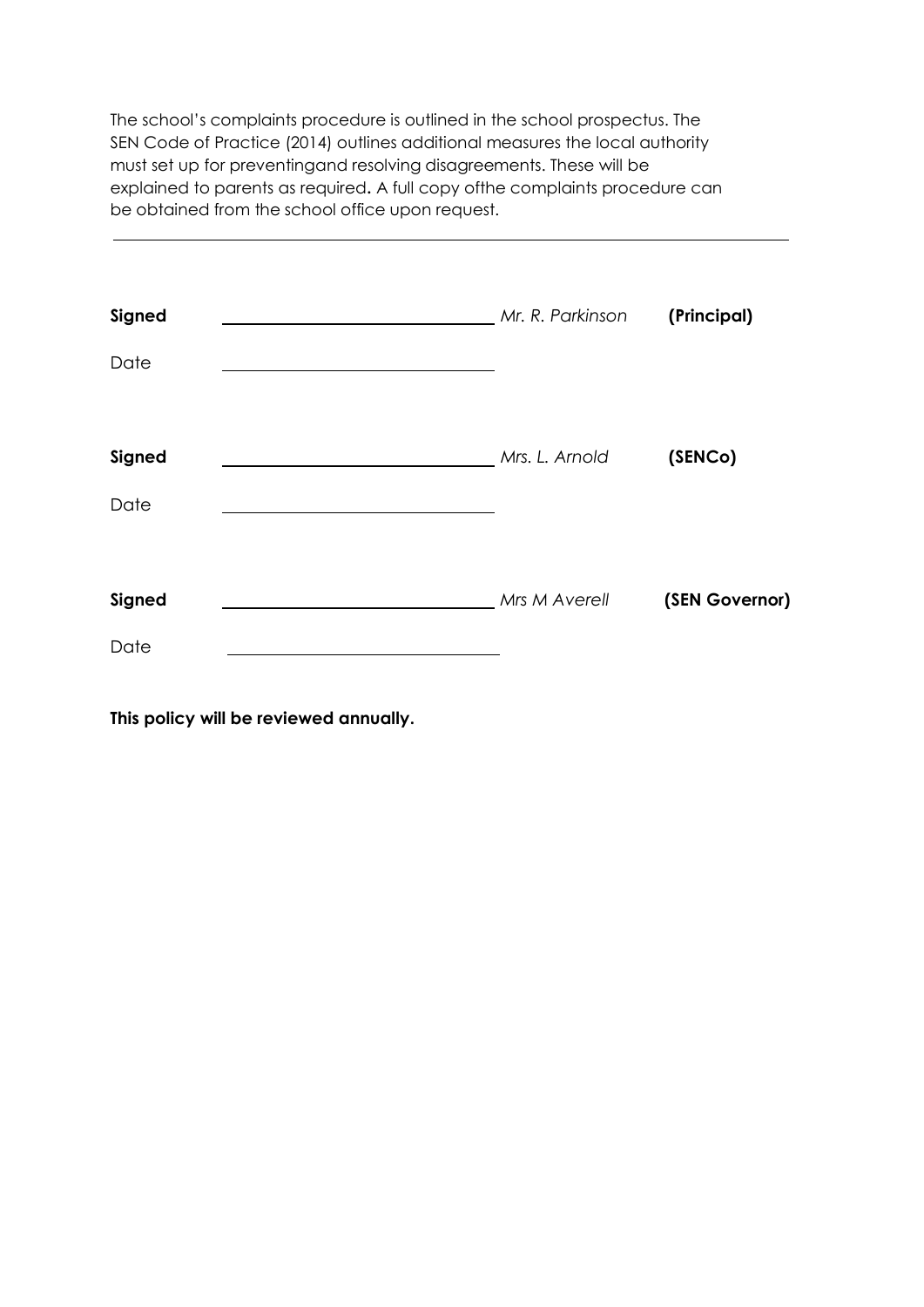The school's complaints procedure is outlined in the school prospectus. The SEN Code of Practice (2014) outlines additional measures the local authority must set up for preventingand resolving disagreements. These will be explained to parents as required**.** A full copy ofthe complaints procedure can be obtained from the school office upon request.

---

| | | | |
|---|---|---|---|
| **Signed** | ______________________ | *Mr. R. Parkinson* | **(Principal)** |
| Date | ______________________ | | |
| **Signed** | ______________________ | *Mrs. L. Arnold* | **(SENCo)** |
| Date | ______________________ | | |
| **Signed** | ______________________ | *Mrs M Averell* | **(SEN Governor)** |
| Date | ______________________ | | |

**This policy will be reviewed annually.**